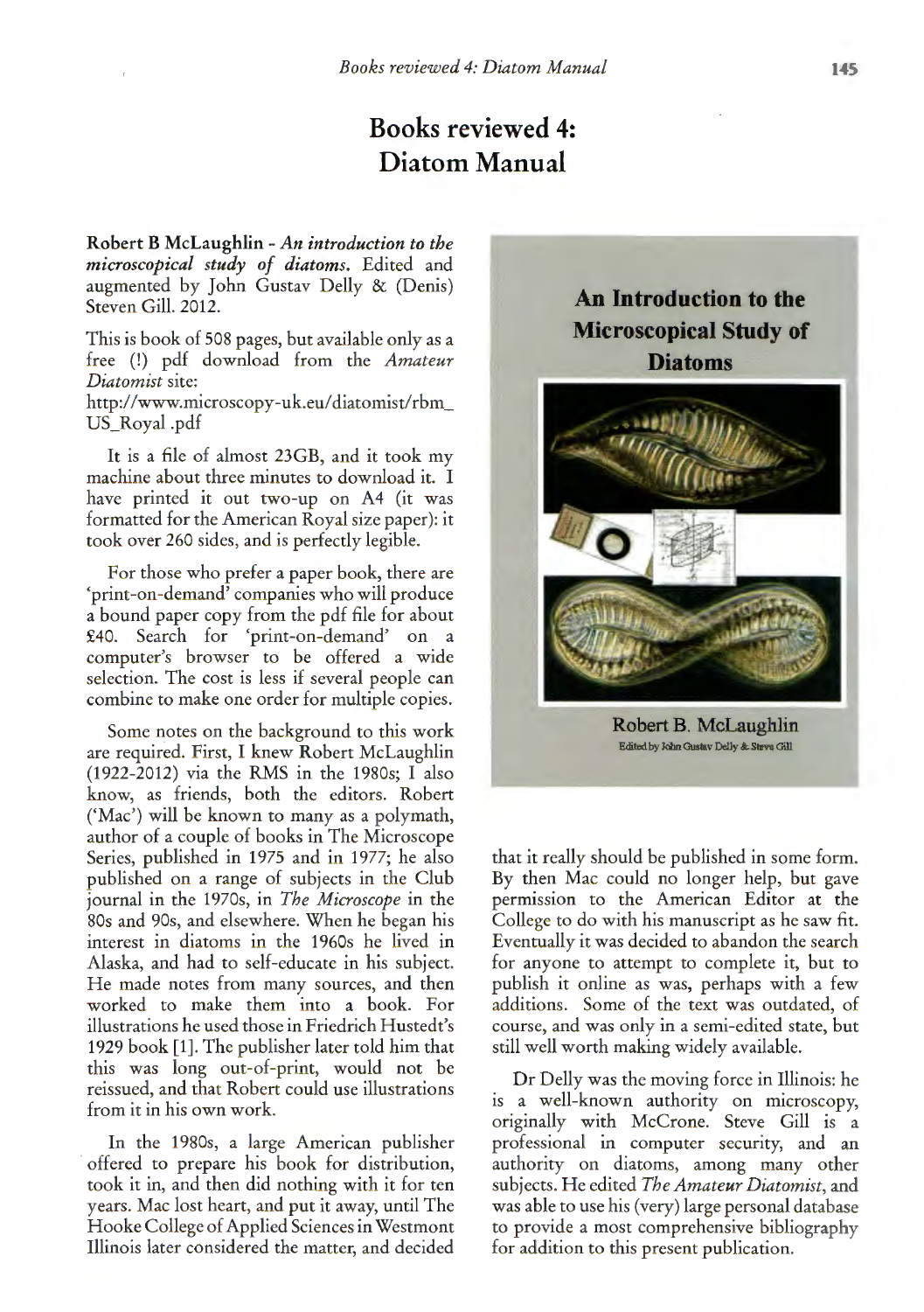# Books reviewed 4: Diatom Manual

**Robert B McLaughlin** - ***An introduction to the microscopical study of diatoms.*** Edited and augmented by John Gustav Delly & (Denis) Steven Gill. 2012.

This is book of 508 pages, but available only as a free (!) pdf download from the *Amateur Diatomist* site:
http://www.microscopy-uk.eu/diatomist/rbm_US_Royal .pdf

It is a file of almost 23GB, and it took my machine about three minutes to download it. I have printed it out two-up on A4 (it was formatted for the American Royal size paper): it took over 260 sides, and is perfectly legible.

For those who prefer a paper book, there are 'print-on-demand' companies who will produce a bound paper copy from the pdf file for about £40. Search for 'print-on-demand' on a computer's browser to be offered a wide selection. The cost is less if several people can combine to make one order for multiple copies.

Some notes on the background to this work are required. First, I knew Robert McLaughlin (1922-2012) via the RMS in the 1980s; I also know, as friends, both the editors. Robert ('Mac') will be known to many as a polymath, author of a couple of books in The Microscope Series, published in 1975 and in 1977; he also published on a range of subjects in the Club journal in the 1970s, in *The Microscope* in the 80s and 90s, and elsewhere. When he began his interest in diatoms in the 1960s he lived in Alaska, and had to self-educate in his subject. He made notes from many sources, and then worked to make them into a book. For illustrations he used those in Friedrich Hustedt's 1929 book [1]. The publisher later told him that this was long out-of-print, would not be reissued, and that Robert could use illustrations from it in his own work.

In the 1980s, a large American publisher offered to prepare his book for distribution, took it in, and then did nothing with it for ten years. Mac lost heart, and put it away, until The Hooke College of Applied Sciences in Westmont Illinois later considered the matter, and decided that it really should be published in some form. By then Mac could no longer help, but gave permission to the American Editor at the College to do with his manuscript as he saw fit. Eventually it was decided to abandon the search for anyone to attempt to complete it, but to publish it online as was, perhaps with a few additions. Some of the text was outdated, of course, and was only in a semi-edited state, but still well worth making widely available.

Dr Delly was the moving force in Illinois: he is a well-known authority on microscopy, originally with McCrone. Steve Gill is a professional in computer security, and an authority on diatoms, among many other subjects. He edited *The Amateur Diatomist*, and was able to use his (very) large personal database to provide a most comprehensive bibliography for addition to this present publication.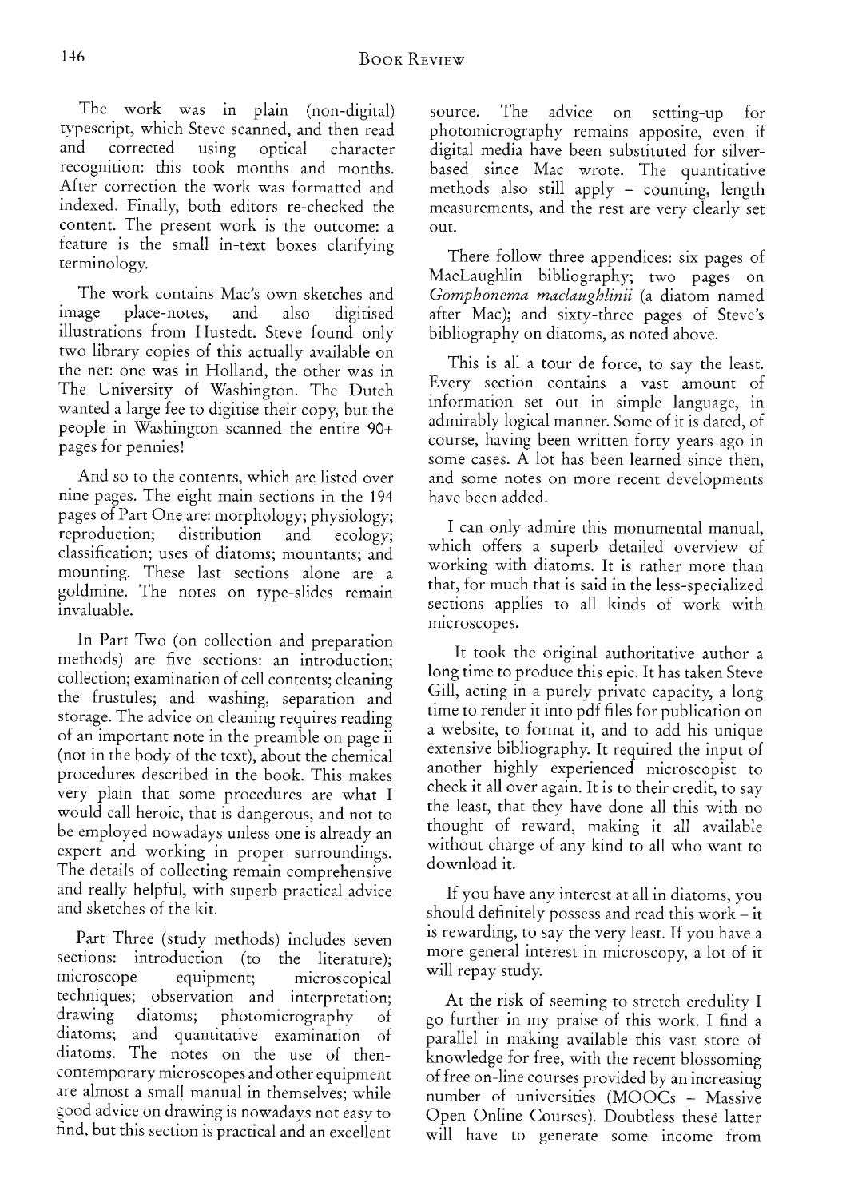The work was in plain (non-digital) typescript, which Steve scanned, and then read and corrected using optical character recognition: this took months and months. After correction the work was formatted and indexed. Finally, both editors re-checked the content. The present work is the outcome: a feature is the small in-text boxes clarifying terminology.

The work contains Mac's own sketches and image place-notes, and also digitised illustrations from Hustedt. Steve found only two library copies of this actually available on the net: one was in Holland, the other was in The University of Washington. The Dutch wanted a large fee to digitise their copy, but the people in Washington scanned the entire 90+ pages for pennies!

And so to the contents, which are listed over nine pages. The eight main sections in the 194 pages of Part One are: morphology; physiology; reproduction; distribution and ecology; classification; uses of diatoms; mountants; and mounting. These last sections alone are a goldmine. The notes on type-slides remain invaluable.

In Part Two (on collection and preparation methods) are five sections: an introduction; collection; examination of cell contents; cleaning the frustules; and washing, separation and storage. The advice on cleaning requires reading of an important note in the preamble on page ii (not in the body of the text), about the chemical procedures described in the book. This makes very plain that some procedures are what I would call heroic, that is dangerous, and not to be employed nowadays unless one is already an expert and working in proper surroundings. The details of collecting remain comprehensive and really helpful, with superb practical advice and sketches of the kit.

Part Three (study methods) includes seven sections: introduction (to the literature); microscope equipment; microscopical techniques; observation and interpretation; drawing diatoms; photomicrography of diatoms; and quantitative examination of diatoms. The notes on the use of then-contemporary microscopes and other equipment are almost a small manual in themselves; while good advice on drawing is nowadays not easy to find, but this section is practical and an excellent source. The advice on setting-up for photomicrography remains apposite, even if digital media have been substituted for silver-based since Mac wrote. The quantitative methods also still apply – counting, length measurements, and the rest are very clearly set out.

There follow three appendices: six pages of MacLaughlin bibliography; two pages on *Gomphonema maclaughlinii* (a diatom named after Mac); and sixty-three pages of Steve's bibliography on diatoms, as noted above.

This is all a tour de force, to say the least. Every section contains a vast amount of information set out in simple language, in admirably logical manner. Some of it is dated, of course, having been written forty years ago in some cases. A lot has been learned since then, and some notes on more recent developments have been added.

I can only admire this monumental manual, which offers a superb detailed overview of working with diatoms. It is rather more than that, for much that is said in the less-specialized sections applies to all kinds of work with microscopes.

It took the original authoritative author a long time to produce this epic. It has taken Steve Gill, acting in a purely private capacity, a long time to render it into pdf files for publication on a website, to format it, and to add his unique extensive bibliography. It required the input of another highly experienced microscopist to check it all over again. It is to their credit, to say the least, that they have done all this with no thought of reward, making it all available without charge of any kind to all who want to download it.

If you have any interest at all in diatoms, you should definitely possess and read this work – it is rewarding, to say the very least. If you have a more general interest in microscopy, a lot of it will repay study.

At the risk of seeming to stretch credulity I go further in my praise of this work. I find a parallel in making available this vast store of knowledge for free, with the recent blossoming of free on-line courses provided by an increasing number of universities (MOOCs – Massive Open Online Courses). Doubtless these latter will have to generate some income from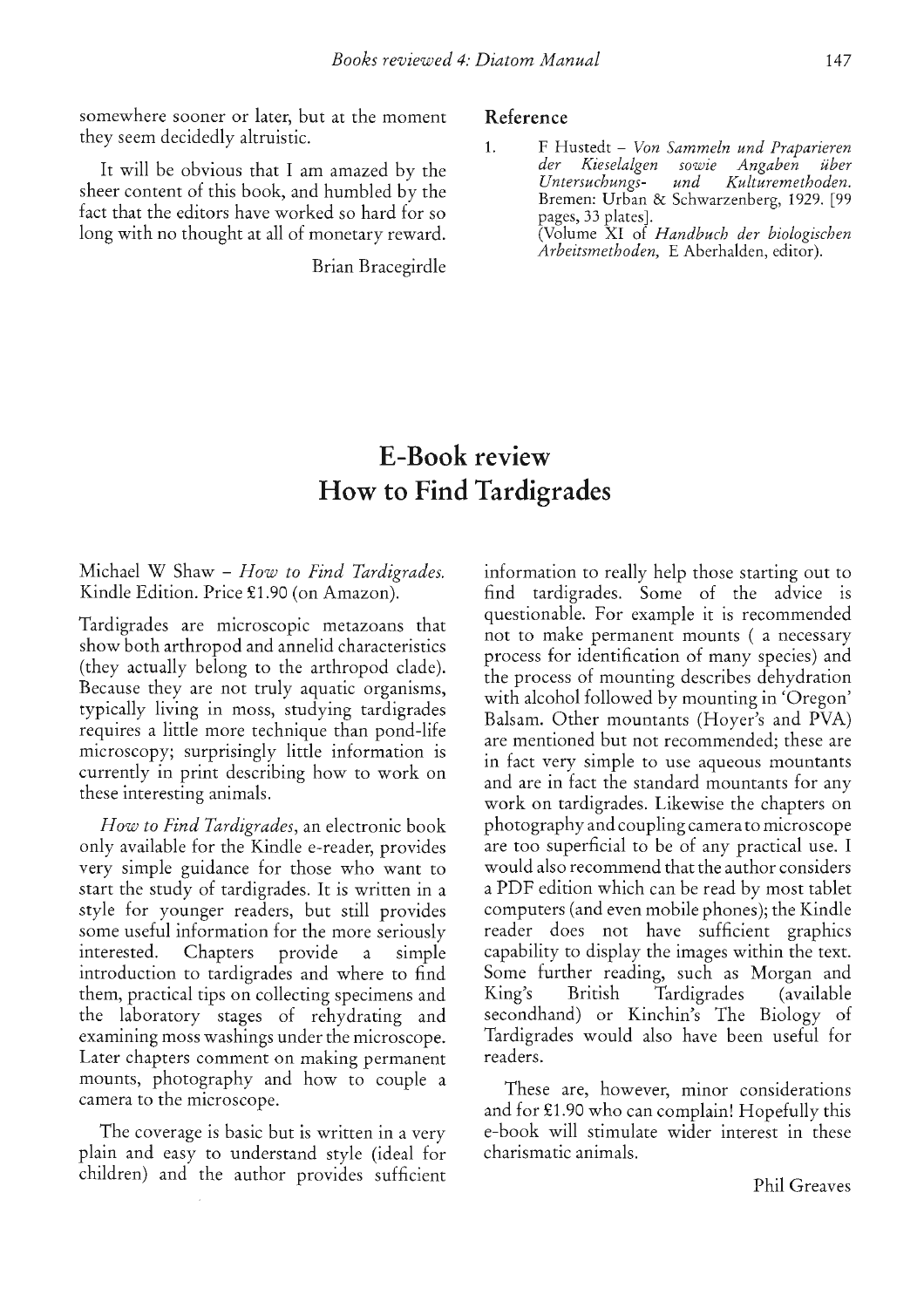somewhere sooner or later, but at the moment they seem decidedly altruistic.

It will be obvious that I am amazed by the sheer content of this book, and humbled by the fact that the editors have worked so hard for so long with no thought at all of monetary reward.

Brian Bracegirdle

## Reference

1. F Hustedt – *Von Sammeln und Praparieren der Kieselalgen sowie Angaben über Untersuchungs- und Kulturemethoden.* Bremen: Urban & Schwarzenberg, 1929. [99 pages, 33 plates].
(Volume XI of *Handbuch der biologischen Arbeitsmethoden,* E Aberhalden, editor).

# E-Book review
# How to Find Tardigrades

Michael W Shaw – *How to Find Tardigrades.* Kindle Edition. Price £1.90 (on Amazon).

Tardigrades are microscopic metazoans that show both arthropod and annelid characteristics (they actually belong to the arthropod clade). Because they are not truly aquatic organisms, typically living in moss, studying tardigrades requires a little more technique than pond-life microscopy; surprisingly little information is currently in print describing how to work on these interesting animals.

*How to Find Tardigrades*, an electronic book only available for the Kindle e-reader, provides very simple guidance for those who want to start the study of tardigrades. It is written in a style for younger readers, but still provides some useful information for the more seriously interested. Chapters provide a simple introduction to tardigrades and where to find them, practical tips on collecting specimens and the laboratory stages of rehydrating and examining moss washings under the microscope. Later chapters comment on making permanent mounts, photography and how to couple a camera to the microscope.

The coverage is basic but is written in a very plain and easy to understand style (ideal for children) and the author provides sufficient information to really help those starting out to find tardigrades. Some of the advice is questionable. For example it is recommended not to make permanent mounts ( a necessary process for identification of many species) and the process of mounting describes dehydration with alcohol followed by mounting in 'Oregon' Balsam. Other mountants (Hoyer's and PVA) are mentioned but not recommended; these are in fact very simple to use aqueous mountants and are in fact the standard mountants for any work on tardigrades. Likewise the chapters on photography and coupling camera to microscope are too superficial to be of any practical use. I would also recommend that the author considers a PDF edition which can be read by most tablet computers (and even mobile phones); the Kindle reader does not have sufficient graphics capability to display the images within the text. Some further reading, such as Morgan and King's British Tardigrades (available secondhand) or Kinchin's The Biology of Tardigrades would also have been useful for readers.

These are, however, minor considerations and for £1.90 who can complain! Hopefully this e-book will stimulate wider interest in these charismatic animals.

Phil Greaves